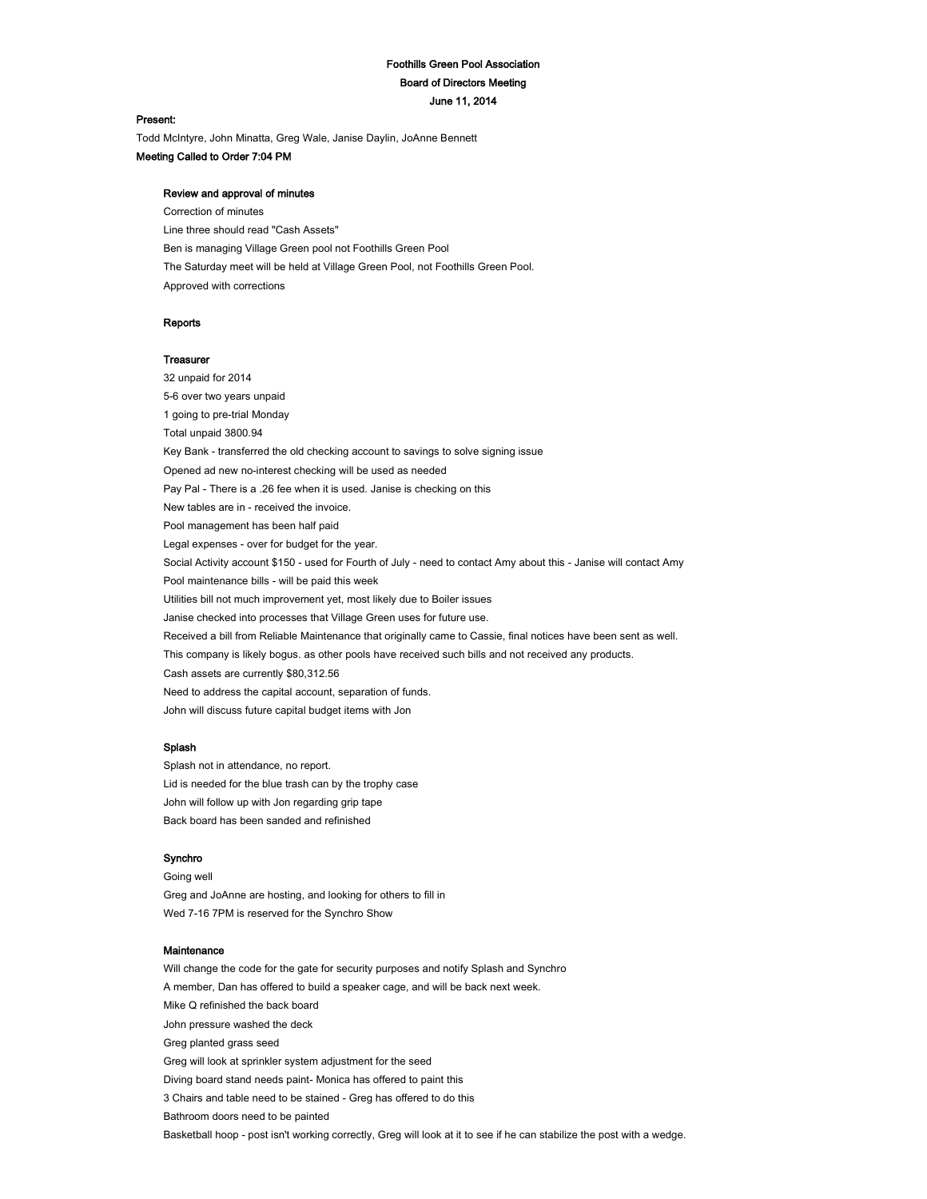# Foothills Green Pool Association

## Board of Directors Meeting

## June 11, 2014

**Present:**

Todd McIntyre, John Minatta, Greg Wale, Janise Daylin, JoAnne Bennett

**Meeting Called to Order 7:04 PM**

### Review and approval of minutes

Correction of minutes

Line three should read "Cash Assets"

Ben is managing Village Green pool not Foothills Green Pool

The Saturday meet will be held at Village Green Pool, not Foothills Green Pool.

Approved with corrections

### Reports

### Treasurer

32 unpaid for 2014

5-6 over two years unpaid

1 going to pre-trial Monday

Total unpaid 3800.94

Key Bank - transferred the old checking account to savings to solve signing issue

Opened ad new no-interest checking will be used as needed

Pay Pal - There is a .26 fee when it is used. Janise is checking on this

New tables are in - received the invoice.

Pool management has been half paid

Legal expenses - over for budget for the year.

Social Activity account $150 - used for Fourth of July - need to contact Amy about this - Janise will contact Amy

Pool maintenance bills - will be paid this week

Utilities bill not much improvement yet, most likely due to Boiler issues

Janise checked into processes that Village Green uses for future use.

Received a bill from Reliable Maintenance that originally came to Cassie, final notices have been sent as well.

This company is likely bogus. as other pools have received such bills and not received any products.

Cash assets are currently $80,312.56

Need to address the capital account, separation of funds.

John will discuss future capital budget items with Jon

### Splash

Splash not in attendance, no report.

Lid is needed for the blue trash can by the trophy case

John will follow up with Jon regarding grip tape

Back board has been sanded and refinished

### Synchro

Going well

Greg and JoAnne are hosting, and looking for others to fill in

Wed 7-16 7PM is reserved for the Synchro Show

### Maintenance

Will change the code for the gate for security purposes and notify Splash and Synchro

A member, Dan has offered to build a speaker cage, and will be back next week.

Mike Q refinished the back board

John pressure washed the deck

Greg planted grass seed

Greg will look at sprinkler system adjustment for the seed

Diving board stand needs paint- Monica has offered to paint this

3 Chairs and table need to be stained - Greg has offered to do this

Bathroom doors need to be painted

Basketball hoop - post isn't working correctly, Greg will look at it to see if he can stabilize the post with a wedge.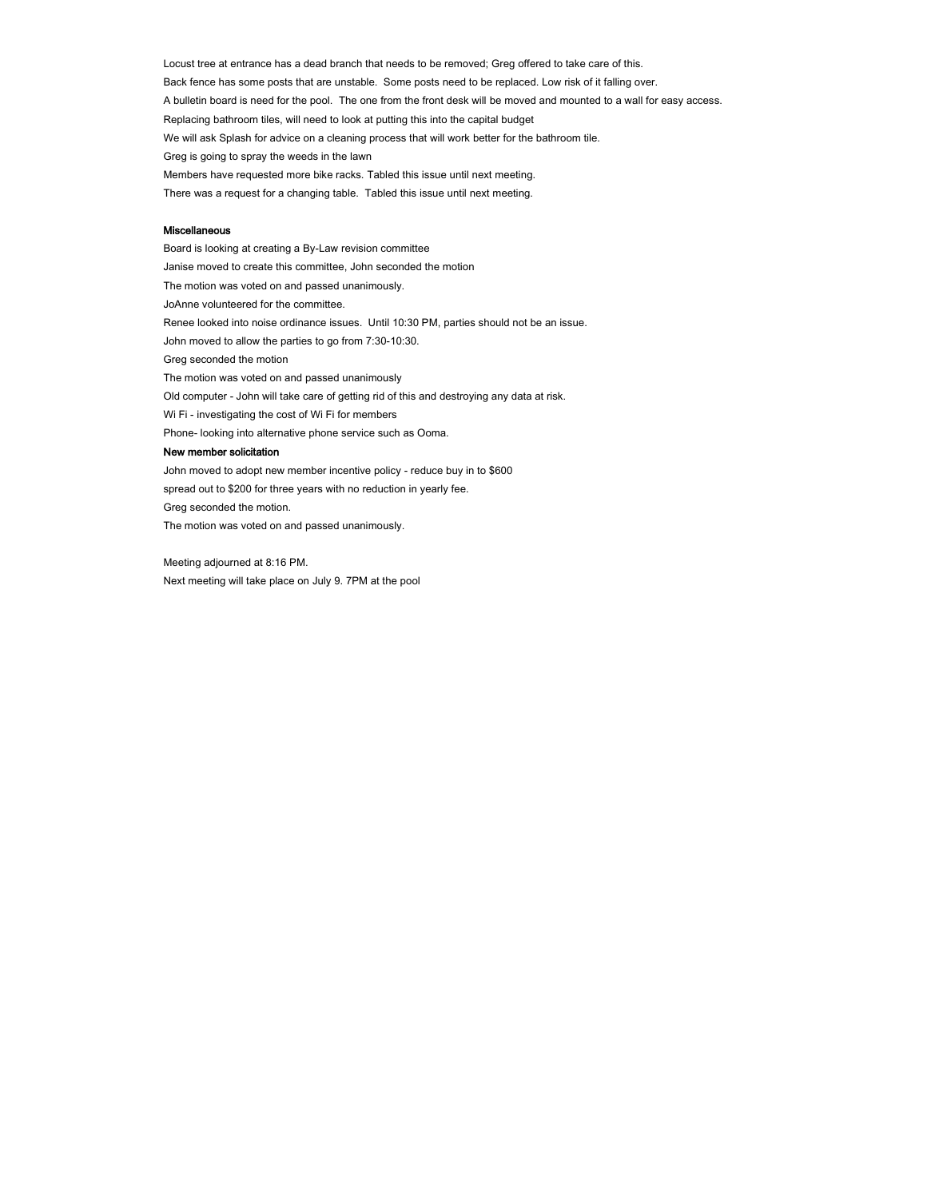Locust tree at entrance has a dead branch that needs to be removed; Greg offered to take care of this.

Back fence has some posts that are unstable. Some posts need to be replaced. Low risk of it falling over.

A bulletin board is need for the pool. The one from the front desk will be moved and mounted to a wall for easy access.

Replacing bathroom tiles, will need to look at putting this into the capital budget

We will ask Splash for advice on a cleaning process that will work better for the bathroom tile.

Greg is going to spray the weeds in the lawn

Members have requested more bike racks. Tabled this issue until next meeting.

There was a request for a changing table. Tabled this issue until next meeting.

**Miscellaneous**

Board is looking at creating a By-Law revision committee

Janise moved to create this committee, John seconded the motion

The motion was voted on and passed unanimously.

JoAnne volunteered for the committee.

Renee looked into noise ordinance issues. Until 10:30 PM, parties should not be an issue.

John moved to allow the parties to go from 7:30-10:30.

Greg seconded the motion

The motion was voted on and passed unanimously

Old computer - John will take care of getting rid of this and destroying any data at risk.

Wi Fi - investigating the cost of Wi Fi for members

Phone- looking into alternative phone service such as Ooma.

**New member solicitation**

John moved to adopt new member incentive policy - reduce buy in to $600

spread out to $200 for three years with no reduction in yearly fee.

Greg seconded the motion.

The motion was voted on and passed unanimously.

Meeting adjourned at 8:16 PM.

Next meeting will take place on July 9. 7PM at the pool